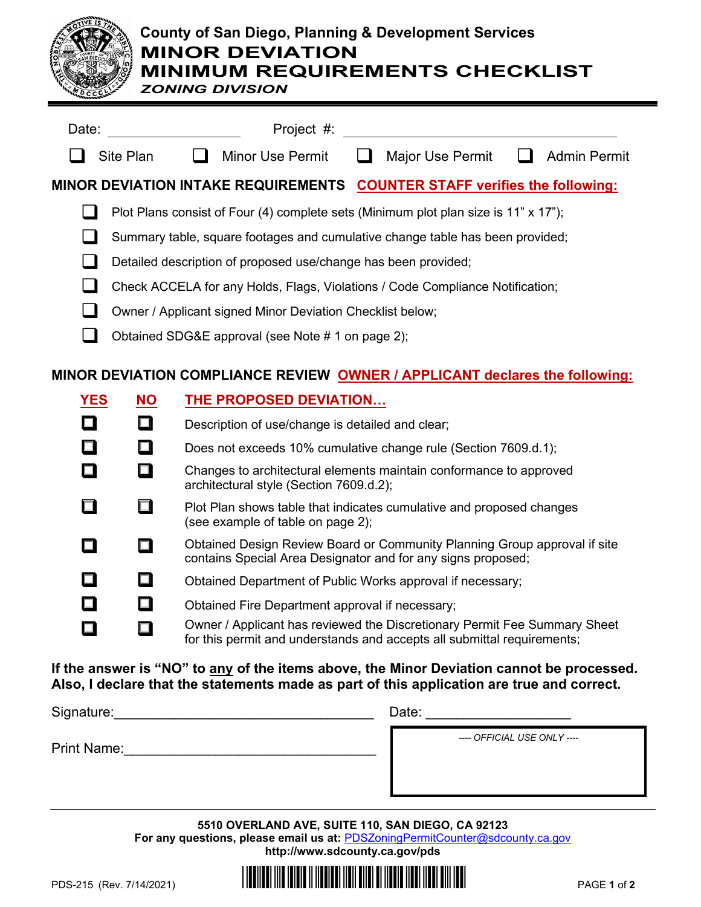# County of San Diego, Planning & Development Services

# MINOR DEVIATION MINIMUM REQUIREMENTS CHECKLIST

***ZONING DIVISION***

Date: ________________ Project #: ________________________________

☐ Site Plan ☐ Minor Use Permit ☐ Major Use Permit ☐ Admin Permit

**MINOR DEVIATION INTAKE REQUIREMENTS** **COUNTER STAFF verifies the following:**

- ☐ Plot Plans consist of Four (4) complete sets (Minimum plot plan size is 11" x 17");
- ☐ Summary table, square footages and cumulative change table has been provided;
- ☐ Detailed description of proposed use/change has been provided;
- ☐ Check ACCELA for any Holds, Flags, Violations / Code Compliance Notification;
- ☐ Owner / Applicant signed Minor Deviation Checklist below;
- ☐ Obtained SDG&E approval (see Note # 1 on page 2);

**MINOR DEVIATION COMPLIANCE REVIEW** **OWNER / APPLICANT declares the following:**

| YES | NO | THE PROPOSED DEVIATION… |
|---|---|---|
| ☐ | ☐ | Description of use/change is detailed and clear; |
| ☐ | ☐ | Does not exceeds 10% cumulative change rule (Section 7609.d.1); |
| ☐ | ☐ | Changes to architectural elements maintain conformance to approved architectural style (Section 7609.d.2); |
| ☐ | ☐ | Plot Plan shows table that indicates cumulative and proposed changes (see example of table on page 2); |
| ☐ | ☐ | Obtained Design Review Board or Community Planning Group approval if site contains Special Area Designator and for any signs proposed; |
| ☐ | ☐ | Obtained Department of Public Works approval if necessary; |
| ☐ | ☐ | Obtained Fire Department approval if necessary; |
| ☐ | ☐ | Owner / Applicant has reviewed the Discretionary Permit Fee Summary Sheet for this permit and understands and accepts all submittal requirements; |

**If the answer is "NO" to any of the items above, the Minor Deviation cannot be processed. Also, I declare that the statements made as part of this application are true and correct.**

Signature:_________________________________ Date: ___________________

Print Name:________________________________

*---- OFFICIAL USE ONLY ----*

**5510 OVERLAND AVE, SUITE 110, SAN DIEGO, CA 92123**
**For any questions, please email us at:** PDSZoningPermitCounter@sdcounty.ca.gov
**http://www.sdcounty.ca.gov/pds**

PDS-215 (Rev. 7/14/2021)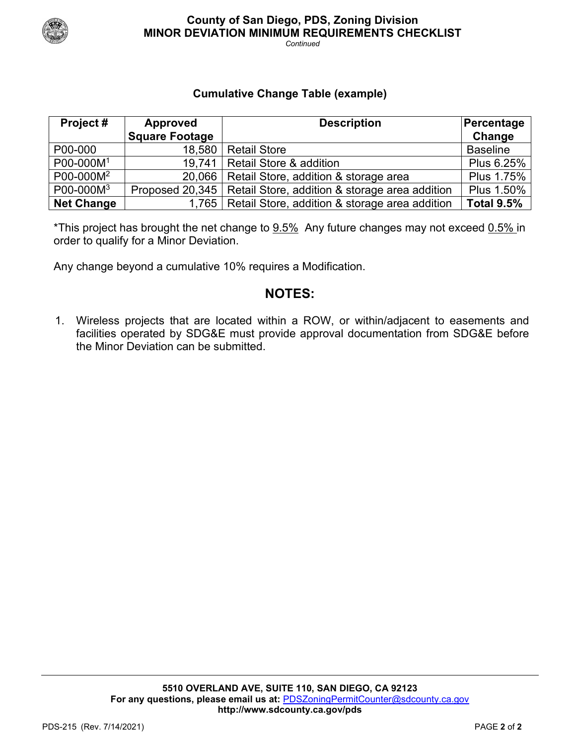### Cumulative Change Table (example)

| Project # | Approved Square Footage | Description | Percentage Change |
|---|---|---|---|
| P00-000 | 18,580 | Retail Store | Baseline |
| P00-000M[1] | 19,741 | Retail Store & addition | Plus 6.25% |
| P00-000M[2] | 20,066 | Retail Store, addition & storage area | Plus 1.75% |
| P00-000M[3] | Proposed 20,345 | Retail Store, addition & storage area addition | Plus 1.50% |
| **Net Change** | 1,765 | Retail Store, addition & storage area addition | **Total 9.5%** |

*This project has brought the net change to 9.5%  Any future changes may not exceed 0.5% in order to qualify for a Minor Deviation.

Any change beyond a cumulative 10% requires a Modification.

## NOTES:

1. Wireless projects that are located within a ROW, or within/adjacent to easements and facilities operated by SDG&E must provide approval documentation from SDG&E before the Minor Deviation can be submitted.

**5510 OVERLAND AVE, SUITE 110, SAN DIEGO, CA 92123**
**For any questions, please email us at:** PDSZoningPermitCounter@sdcounty.ca.gov
**http://www.sdcounty.ca.gov/pds**